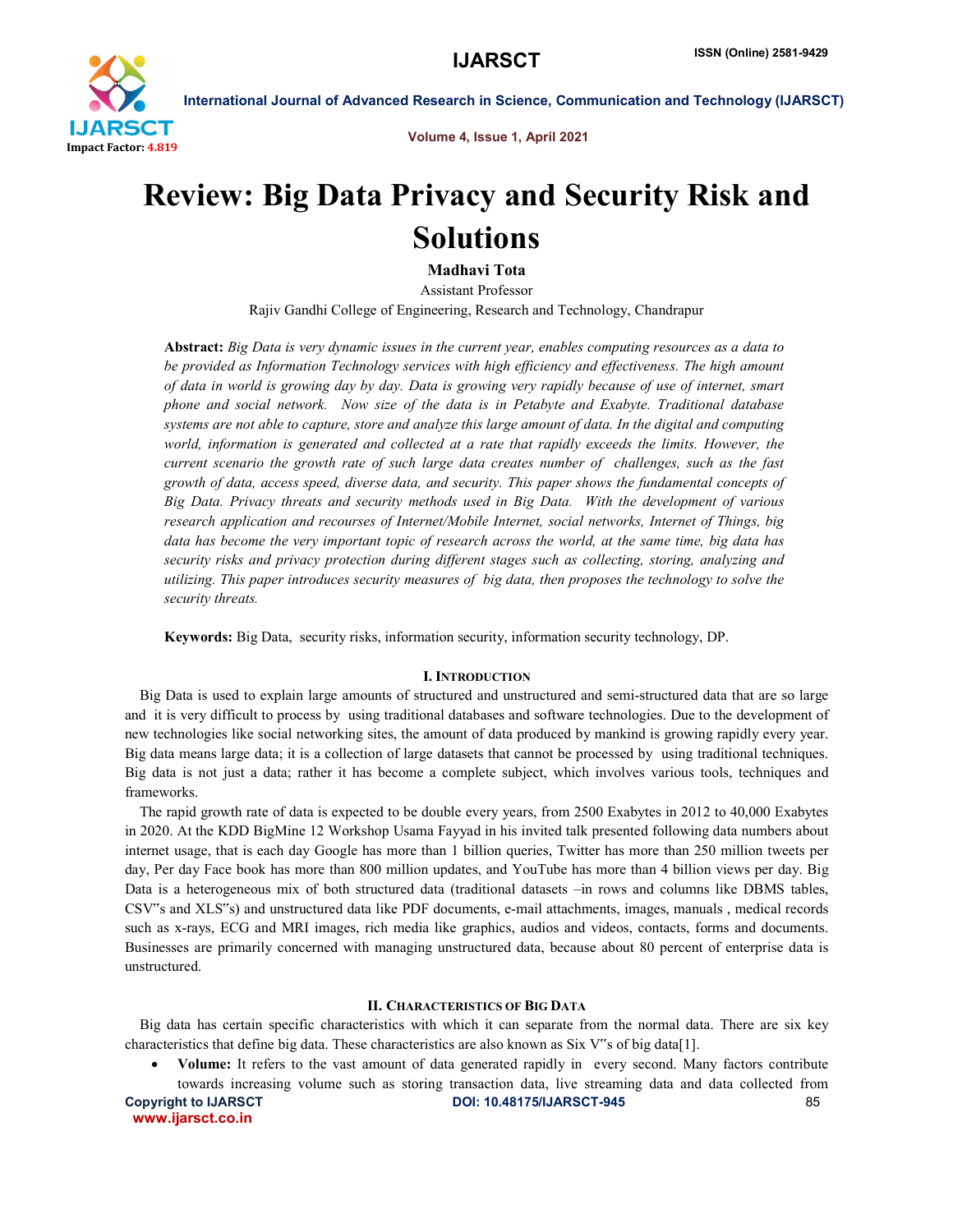# Review: Big Data Privacy and Security Risk and Solutions

**Madhavi Tota**

Assistant Professor

Rajiv Gandhi College of Engineering, Research and Technology, Chandrapur

**Abstract:** *Big Data is very dynamic issues in the current year, enables computing resources as a data to be provided as Information Technology services with high efficiency and effectiveness. The high amount of data in world is growing day by day. Data is growing very rapidly because of use of internet, smart phone and social network. Now size of the data is in Petabyte and Exabyte. Traditional database systems are not able to capture, store and analyze this large amount of data. In the digital and computing world, information is generated and collected at a rate that rapidly exceeds the limits. However, the current scenario the growth rate of such large data creates number of challenges, such as the fast growth of data, access speed, diverse data, and security. This paper shows the fundamental concepts of Big Data. Privacy threats and security methods used in Big Data. With the development of various research application and recourses of Internet/Mobile Internet, social networks, Internet of Things, big data has become the very important topic of research across the world, at the same time, big data has security risks and privacy protection during different stages such as collecting, storing, analyzing and utilizing. This paper introduces security measures of big data, then proposes the technology to solve the security threats.*

**Keywords:** Big Data, security risks, information security, information security technology, DP.

## I. Introduction

Big Data is used to explain large amounts of structured and unstructured and semi-structured data that are so large and it is very difficult to process by using traditional databases and software technologies. Due to the development of new technologies like social networking sites, the amount of data produced by mankind is growing rapidly every year. Big data means large data; it is a collection of large datasets that cannot be processed by using traditional techniques. Big data is not just a data; rather it has become a complete subject, which involves various tools, techniques and frameworks.

The rapid growth rate of data is expected to be double every years, from 2500 Exabytes in 2012 to 40,000 Exabytes in 2020. At the KDD BigMine 12 Workshop Usama Fayyad in his invited talk presented following data numbers about internet usage, that is each day Google has more than 1 billion queries, Twitter has more than 250 million tweets per day, Per day Face book has more than 800 million updates, and YouTube has more than 4 billion views per day. Big Data is a heterogeneous mix of both structured data (traditional datasets –in rows and columns like DBMS tables, CSV‟s and XLS‟s) and unstructured data like PDF documents, e-mail attachments, images, manuals , medical records such as x-rays, ECG and MRI images, rich media like graphics, audios and videos, contacts, forms and documents. Businesses are primarily concerned with managing unstructured data, because about 80 percent of enterprise data is unstructured.

## II. Characteristics of Big Data

Big data has certain specific characteristics with which it can separate from the normal data. There are six key characteristics that define big data. These characteristics are also known as Six V‟s of big data[1].

- **Volume:** It refers to the vast amount of data generated rapidly in every second. Many factors contribute towards increasing volume such as storing transaction data, live streaming data and data collected from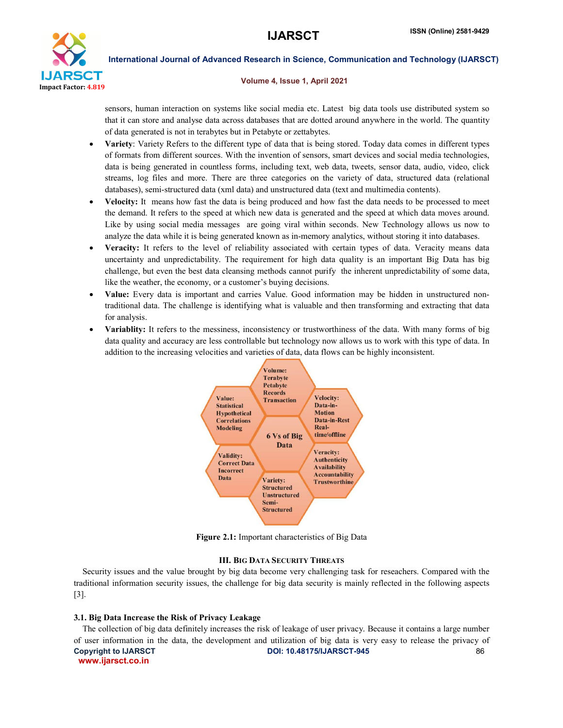sensors, human interaction on systems like social media etc. Latest big data tools use distributed system so that it can store and analyse data across databases that are dotted around anywhere in the world. The quantity of data generated is not in terabytes but in Petabyte or zettabytes.

- **Variety**: Variety Refers to the different type of data that is being stored. Today data comes in different types of formats from different sources. With the invention of sensors, smart devices and social media technologies, data is being generated in countless forms, including text, web data, tweets, sensor data, audio, video, click streams, log files and more. There are three categories on the variety of data, structured data (relational databases), semi-structured data (xml data) and unstructured data (text and multimedia contents).
- **Velocity:** It means how fast the data is being produced and how fast the data needs to be processed to meet the demand. It refers to the speed at which new data is generated and the speed at which data moves around. Like by using social media messages are going viral within seconds. New Technology allows us now to analyze the data while it is being generated known as in-memory analytics, without storing it into databases.
- **Veracity:** It refers to the level of reliability associated with certain types of data. Veracity means data uncertainty and unpredictability. The requirement for high data quality is an important Big Data has big challenge, but even the best data cleansing methods cannot purify the inherent unpredictability of some data, like the weather, the economy, or a customer's buying decisions.
- **Value:** Every data is important and carries Value. Good information may be hidden in unstructured non-traditional data. The challenge is identifying what is valuable and then transforming and extracting that data for analysis.
- **Variablity:** It refers to the messiness, inconsistency or trustworthiness of the data. With many forms of big data quality and accuracy are less controllable but technology now allows us to work with this type of data. In addition to the increasing velocities and varieties of data, data flows can be highly inconsistent.

6 Vs of Big Data — Volume: Terabyte, Petabyte, Records, Transaction; Velocity: Data-in-Motion, Data-in-Rest, Real-time/offline; Veracity: Authenticity, Availability, Accountability, Trustworthine; Variety: Structured, Unstructured, Semi-Structured; Validity: Correct Data, Incorrect Data; Value: Statistical, Hypothetical, Correlations, Modeling

**Figure 2.1:** Important characteristics of Big Data

## III. Big Data Security Threats

Security issues and the value brought by big data become very challenging task for reseachers. Compared with the traditional information security issues, the challenge for big data security is mainly reflected in the following aspects [3].

### 3.1. Big Data Increase the Risk of Privacy Leakage

The collection of big data definitely increases the risk of leakage of user privacy. Because it contains a large number of user information in the data, the development and utilization of big data is very easy to release the privacy of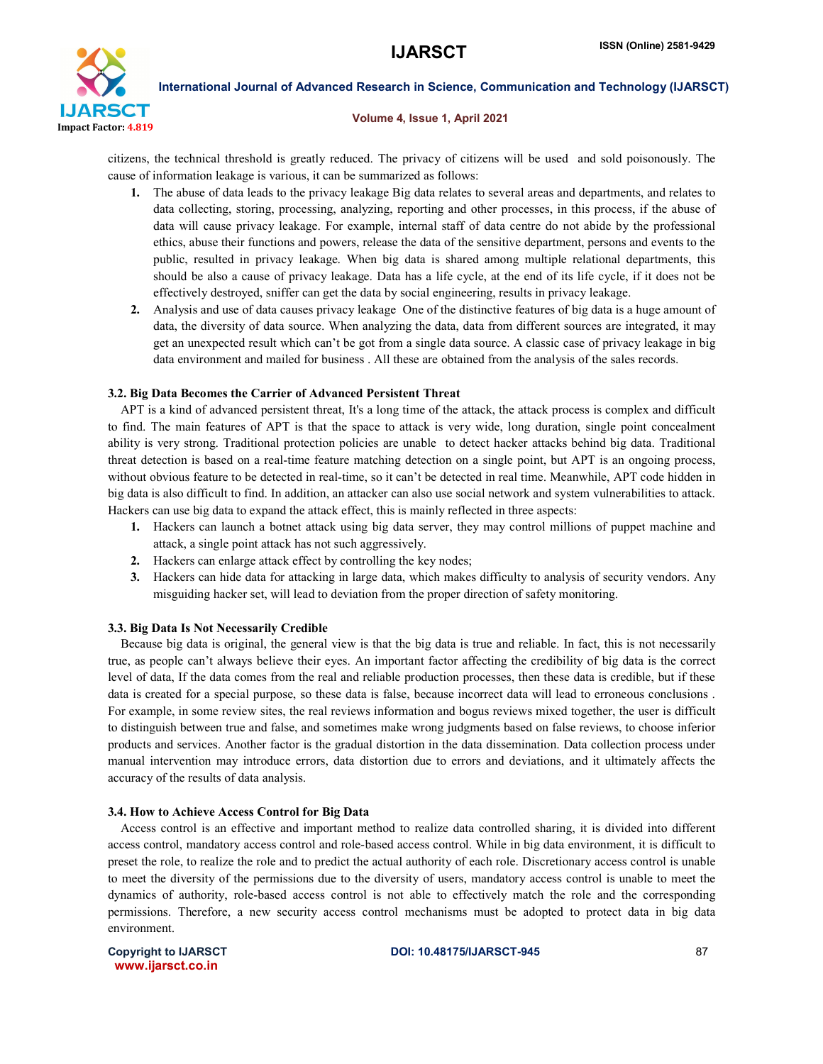citizens, the technical threshold is greatly reduced. The privacy of citizens will be used and sold poisonously. The cause of information leakage is various, it can be summarized as follows:

1. The abuse of data leads to the privacy leakage Big data relates to several areas and departments, and relates to data collecting, storing, processing, analyzing, reporting and other processes, in this process, if the abuse of data will cause privacy leakage. For example, internal staff of data centre do not abide by the professional ethics, abuse their functions and powers, release the data of the sensitive department, persons and events to the public, resulted in privacy leakage. When big data is shared among multiple relational departments, this should be also a cause of privacy leakage. Data has a life cycle, at the end of its life cycle, if it does not be effectively destroyed, sniffer can get the data by social engineering, results in privacy leakage.
2. Analysis and use of data causes privacy leakage One of the distinctive features of big data is a huge amount of data, the diversity of data source. When analyzing the data, data from different sources are integrated, it may get an unexpected result which can't be got from a single data source. A classic case of privacy leakage in big data environment and mailed for business . All these are obtained from the analysis of the sales records.

### 3.2. Big Data Becomes the Carrier of Advanced Persistent Threat

APT is a kind of advanced persistent threat, It's a long time of the attack, the attack process is complex and difficult to find. The main features of APT is that the space to attack is very wide, long duration, single point concealment ability is very strong. Traditional protection policies are unable to detect hacker attacks behind big data. Traditional threat detection is based on a real-time feature matching detection on a single point, but APT is an ongoing process, without obvious feature to be detected in real-time, so it can't be detected in real time. Meanwhile, APT code hidden in big data is also difficult to find. In addition, an attacker can also use social network and system vulnerabilities to attack. Hackers can use big data to expand the attack effect, this is mainly reflected in three aspects:

1. Hackers can launch a botnet attack using big data server, they may control millions of puppet machine and attack, a single point attack has not such aggressively.
2. Hackers can enlarge attack effect by controlling the key nodes;
3. Hackers can hide data for attacking in large data, which makes difficulty to analysis of security vendors. Any misguiding hacker set, will lead to deviation from the proper direction of safety monitoring.

### 3.3. Big Data Is Not Necessarily Credible

Because big data is original, the general view is that the big data is true and reliable. In fact, this is not necessarily true, as people can't always believe their eyes. An important factor affecting the credibility of big data is the correct level of data, If the data comes from the real and reliable production processes, then these data is credible, but if these data is created for a special purpose, so these data is false, because incorrect data will lead to erroneous conclusions . For example, in some review sites, the real reviews information and bogus reviews mixed together, the user is difficult to distinguish between true and false, and sometimes make wrong judgments based on false reviews, to choose inferior products and services. Another factor is the gradual distortion in the data dissemination. Data collection process under manual intervention may introduce errors, data distortion due to errors and deviations, and it ultimately affects the accuracy of the results of data analysis.

### 3.4. How to Achieve Access Control for Big Data

Access control is an effective and important method to realize data controlled sharing, it is divided into different access control, mandatory access control and role-based access control. While in big data environment, it is difficult to preset the role, to realize the role and to predict the actual authority of each role. Discretionary access control is unable to meet the diversity of the permissions due to the diversity of users, mandatory access control is unable to meet the dynamics of authority, role-based access control is not able to effectively match the role and the corresponding permissions. Therefore, a new security access control mechanisms must be adopted to protect data in big data environment.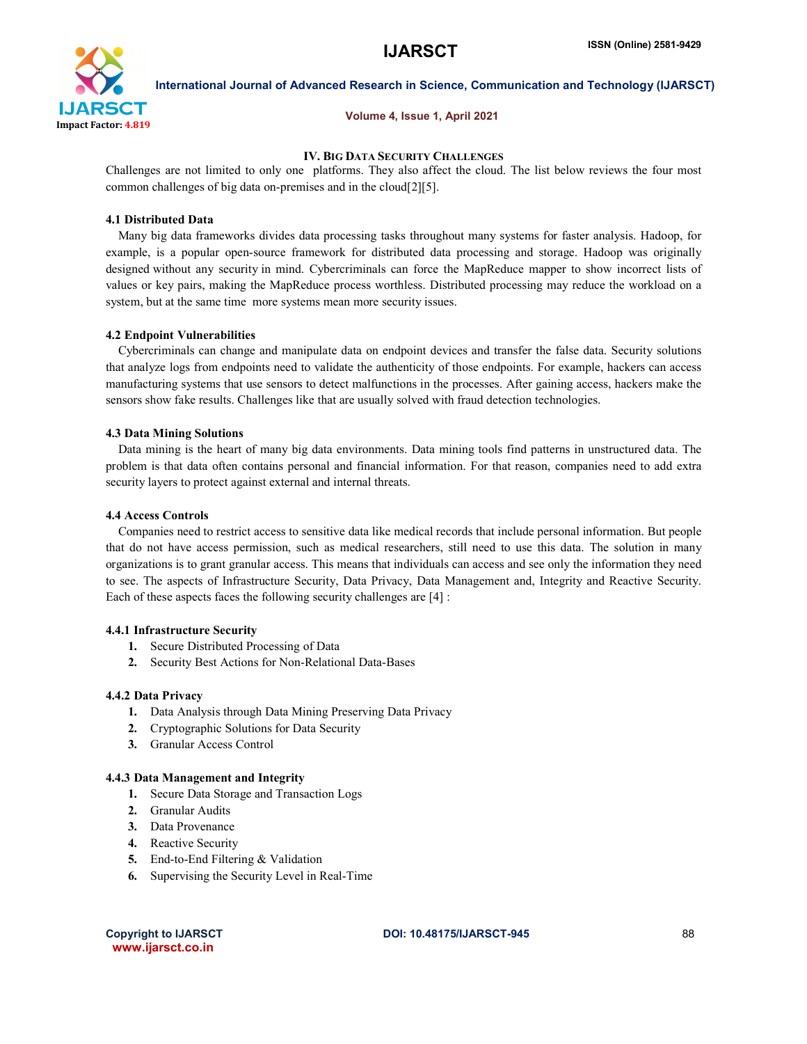## IV. Big Data Security Challenges

Challenges are not limited to only one platforms. They also affect the cloud. The list below reviews the four most common challenges of big data on-premises and in the cloud[2][5].

### 4.1 Distributed Data

Many big data frameworks divides data processing tasks throughout many systems for faster analysis. Hadoop, for example, is a popular open-source framework for distributed data processing and storage. Hadoop was originally designed without any security in mind. Cybercriminals can force the MapReduce mapper to show incorrect lists of values or key pairs, making the MapReduce process worthless. Distributed processing may reduce the workload on a system, but at the same time more systems mean more security issues.

### 4.2 Endpoint Vulnerabilities

Cybercriminals can change and manipulate data on endpoint devices and transfer the false data. Security solutions that analyze logs from endpoints need to validate the authenticity of those endpoints. For example, hackers can access manufacturing systems that use sensors to detect malfunctions in the processes. After gaining access, hackers make the sensors show fake results. Challenges like that are usually solved with fraud detection technologies.

### 4.3 Data Mining Solutions

Data mining is the heart of many big data environments. Data mining tools find patterns in unstructured data. The problem is that data often contains personal and financial information. For that reason, companies need to add extra security layers to protect against external and internal threats.

### 4.4 Access Controls

Companies need to restrict access to sensitive data like medical records that include personal information. But people that do not have access permission, such as medical researchers, still need to use this data. The solution in many organizations is to grant granular access. This means that individuals can access and see only the information they need to see. The aspects of Infrastructure Security, Data Privacy, Data Management and, Integrity and Reactive Security. Each of these aspects faces the following security challenges are [4] :

#### 4.4.1 Infrastructure Security

1. Secure Distributed Processing of Data
2. Security Best Actions for Non-Relational Data-Bases

#### 4.4.2 Data Privacy

1. Data Analysis through Data Mining Preserving Data Privacy
2. Cryptographic Solutions for Data Security
3. Granular Access Control

#### 4.4.3 Data Management and Integrity

1. Secure Data Storage and Transaction Logs
2. Granular Audits
3. Data Provenance
4. Reactive Security
5. End-to-End Filtering & Validation
6. Supervising the Security Level in Real-Time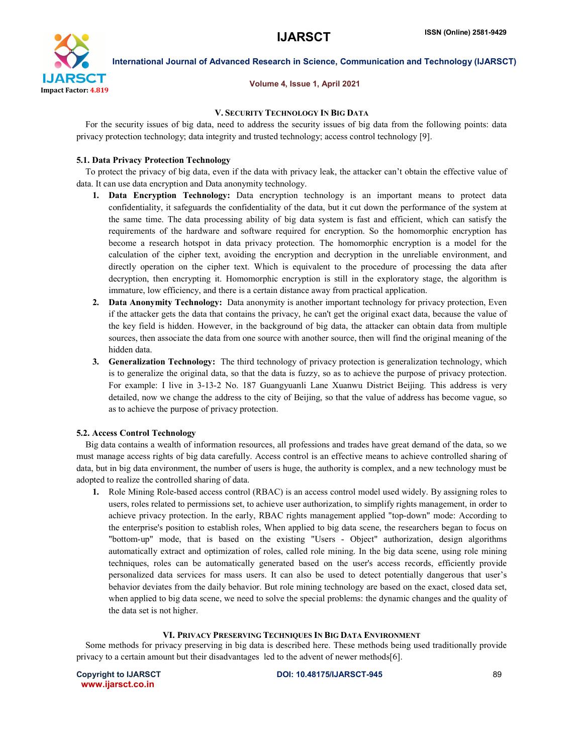## V. Security Technology In Big Data

For the security issues of big data, need to address the security issues of big data from the following points: data privacy protection technology; data integrity and trusted technology; access control technology [9].

### 5.1. Data Privacy Protection Technology

To protect the privacy of big data, even if the data with privacy leak, the attacker can't obtain the effective value of data. It can use data encryption and Data anonymity technology.

1. **Data Encryption Technology:** Data encryption technology is an important means to protect data confidentiality, it safeguards the confidentiality of the data, but it cut down the performance of the system at the same time. The data processing ability of big data system is fast and efficient, which can satisfy the requirements of the hardware and software required for encryption. So the homomorphic encryption has become a research hotspot in data privacy protection. The homomorphic encryption is a model for the calculation of the cipher text, avoiding the encryption and decryption in the unreliable environment, and directly operation on the cipher text. Which is equivalent to the procedure of processing the data after decryption, then encrypting it. Homomorphic encryption is still in the exploratory stage, the algorithm is immature, low efficiency, and there is a certain distance away from practical application.
2. **Data Anonymity Technology:** Data anonymity is another important technology for privacy protection, Even if the attacker gets the data that contains the privacy, he can't get the original exact data, because the value of the key field is hidden. However, in the background of big data, the attacker can obtain data from multiple sources, then associate the data from one source with another source, then will find the original meaning of the hidden data.
3. **Generalization Technology:** The third technology of privacy protection is generalization technology, which is to generalize the original data, so that the data is fuzzy, so as to achieve the purpose of privacy protection. For example: I live in 3-13-2 No. 187 Guangyuanli Lane Xuanwu District Beijing. This address is very detailed, now we change the address to the city of Beijing, so that the value of address has become vague, so as to achieve the purpose of privacy protection.

### 5.2. Access Control Technology

Big data contains a wealth of information resources, all professions and trades have great demand of the data, so we must manage access rights of big data carefully. Access control is an effective means to achieve controlled sharing of data, but in big data environment, the number of users is huge, the authority is complex, and a new technology must be adopted to realize the controlled sharing of data.

1. Role Mining Role-based access control (RBAC) is an access control model used widely. By assigning roles to users, roles related to permissions set, to achieve user authorization, to simplify rights management, in order to achieve privacy protection. In the early, RBAC rights management applied "top-down" mode: According to the enterprise's position to establish roles, When applied to big data scene, the researchers began to focus on "bottom-up" mode, that is based on the existing "Users - Object" authorization, design algorithms automatically extract and optimization of roles, called role mining. In the big data scene, using role mining techniques, roles can be automatically generated based on the user's access records, efficiently provide personalized data services for mass users. It can also be used to detect potentially dangerous that user's behavior deviates from the daily behavior. But role mining technology are based on the exact, closed data set, when applied to big data scene, we need to solve the special problems: the dynamic changes and the quality of the data set is not higher.

## VI. Privacy Preserving Techniques In Big Data Environment

Some methods for privacy preserving in big data is described here. These methods being used traditionally provide privacy to a certain amount but their disadvantages led to the advent of newer methods[6].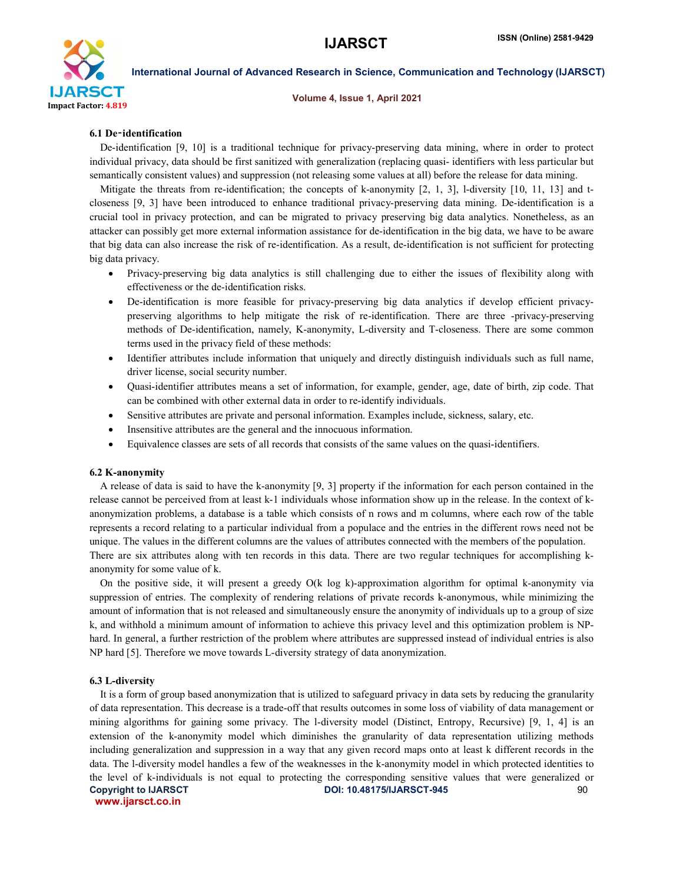### 6.1 De-identification

De-identification [9, 10] is a traditional technique for privacy-preserving data mining, where in order to protect individual privacy, data should be first sanitized with generalization (replacing quasi- identifiers with less particular but semantically consistent values) and suppression (not releasing some values at all) before the release for data mining.

Mitigate the threats from re-identification; the concepts of k-anonymity [2, 1, 3], l-diversity [10, 11, 13] and t-closeness [9, 3] have been introduced to enhance traditional privacy-preserving data mining. De-identification is a crucial tool in privacy protection, and can be migrated to privacy preserving big data analytics. Nonetheless, as an attacker can possibly get more external information assistance for de-identification in the big data, we have to be aware that big data can also increase the risk of re-identification. As a result, de-identification is not sufficient for protecting big data privacy.

- Privacy-preserving big data analytics is still challenging due to either the issues of flexibility along with effectiveness or the de-identification risks.
- De-identification is more feasible for privacy-preserving big data analytics if develop efficient privacy-preserving algorithms to help mitigate the risk of re-identification. There are three -privacy-preserving methods of De-identification, namely, K-anonymity, L-diversity and T-closeness. There are some common terms used in the privacy field of these methods:
- Identifier attributes include information that uniquely and directly distinguish individuals such as full name, driver license, social security number.
- Quasi-identifier attributes means a set of information, for example, gender, age, date of birth, zip code. That can be combined with other external data in order to re-identify individuals.
- Sensitive attributes are private and personal information. Examples include, sickness, salary, etc.
- Insensitive attributes are the general and the innocuous information.
- Equivalence classes are sets of all records that consists of the same values on the quasi-identifiers.

### 6.2 K-anonymity

A release of data is said to have the k-anonymity [9, 3] property if the information for each person contained in the release cannot be perceived from at least k-1 individuals whose information show up in the release. In the context of k-anonymization problems, a database is a table which consists of n rows and m columns, where each row of the table represents a record relating to a particular individual from a populace and the entries in the different rows need not be unique. The values in the different columns are the values of attributes connected with the members of the population.
There are six attributes along with ten records in this data. There are two regular techniques for accomplishing k-anonymity for some value of k.

On the positive side, it will present a greedy O(k log k)-approximation algorithm for optimal k-anonymity via suppression of entries. The complexity of rendering relations of private records k-anonymous, while minimizing the amount of information that is not released and simultaneously ensure the anonymity of individuals up to a group of size k, and withhold a minimum amount of information to achieve this privacy level and this optimization problem is NP-hard. In general, a further restriction of the problem where attributes are suppressed instead of individual entries is also NP hard [5]. Therefore we move towards L-diversity strategy of data anonymization.

### 6.3 L-diversity

It is a form of group based anonymization that is utilized to safeguard privacy in data sets by reducing the granularity of data representation. This decrease is a trade-off that results outcomes in some loss of viability of data management or mining algorithms for gaining some privacy. The l-diversity model (Distinct, Entropy, Recursive) [9, 1, 4] is an extension of the k-anonymity model which diminishes the granularity of data representation utilizing methods including generalization and suppression in a way that any given record maps onto at least k different records in the data. The l-diversity model handles a few of the weaknesses in the k-anonymity model in which protected identities to the level of k-individuals is not equal to protecting the corresponding sensitive values that were generalized or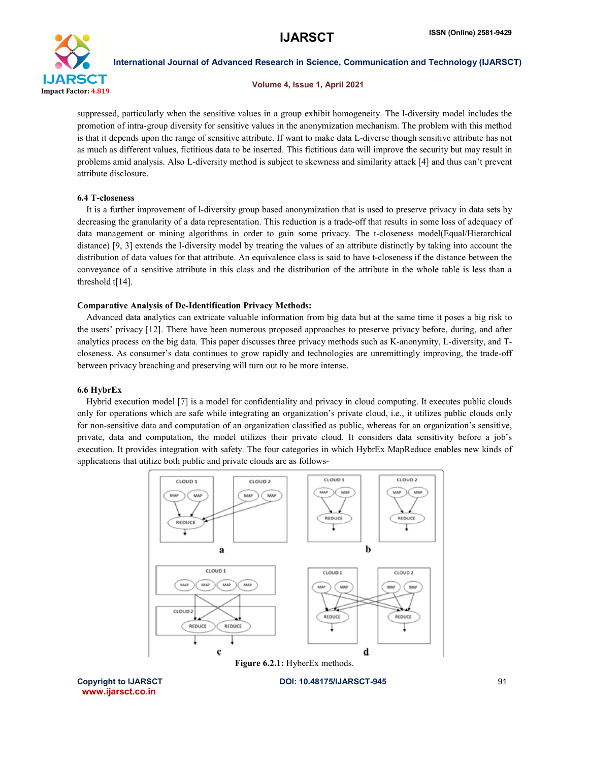suppressed, particularly when the sensitive values in a group exhibit homogeneity. The l-diversity model includes the promotion of intra-group diversity for sensitive values in the anonymization mechanism. The problem with this method is that it depends upon the range of sensitive attribute. If want to make data L-diverse though sensitive attribute has not as much as different values, fictitious data to be inserted. This fictitious data will improve the security but may result in problems amid analysis. Also L-diversity method is subject to skewness and similarity attack [4] and thus can't prevent attribute disclosure.

### 6.4 T-closeness

It is a further improvement of l-diversity group based anonymization that is used to preserve privacy in data sets by decreasing the granularity of a data representation. This reduction is a trade-off that results in some loss of adequacy of data management or mining algorithms in order to gain some privacy. The t-closeness model(Equal/Hierarchical distance) [9, 3] extends the l-diversity model by treating the values of an attribute distinctly by taking into account the distribution of data values for that attribute. An equivalence class is said to have t-closeness if the distance between the conveyance of a sensitive attribute in this class and the distribution of the attribute in the whole table is less than a threshold t[14].

### Comparative Analysis of De-Identification Privacy Methods:

Advanced data analytics can extricate valuable information from big data but at the same time it poses a big risk to the users' privacy [12]. There have been numerous proposed approaches to preserve privacy before, during, and after analytics process on the big data. This paper discusses three privacy methods such as K-anonymity, L-diversity, and T-closeness. As consumer's data continues to grow rapidly and technologies are unremittingly improving, the trade-off between privacy breaching and preserving will turn out to be more intense.

### 6.6 HybrEx

Hybrid execution model [7] is a model for confidentiality and privacy in cloud computing. It executes public clouds only for operations which are safe while integrating an organization's private cloud, i.e., it utilizes public clouds only for non-sensitive data and computation of an organization classified as public, whereas for an organization's sensitive, private, data and computation, the model utilizes their private cloud. It considers data sensitivity before a job's execution. It provides integration with safety. The four categories in which HybrEx MapReduce enables new kinds of applications that utilize both public and private clouds are as follows-

**Figure 6.2.1:** HyberEx methods.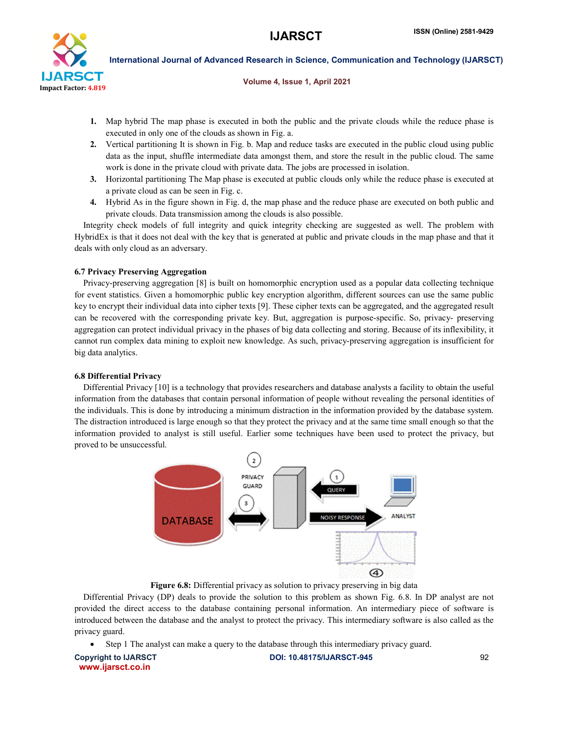1. Map hybrid The map phase is executed in both the public and the private clouds while the reduce phase is executed in only one of the clouds as shown in Fig. a.
2. Vertical partitioning It is shown in Fig. b. Map and reduce tasks are executed in the public cloud using public data as the input, shuffle intermediate data amongst them, and store the result in the public cloud. The same work is done in the private cloud with private data. The jobs are processed in isolation.
3. Horizontal partitioning The Map phase is executed at public clouds only while the reduce phase is executed at a private cloud as can be seen in Fig. c.
4. Hybrid As in the figure shown in Fig. d, the map phase and the reduce phase are executed on both public and private clouds. Data transmission among the clouds is also possible.

Integrity check models of full integrity and quick integrity checking are suggested as well. The problem with HybridEx is that it does not deal with the key that is generated at public and private clouds in the map phase and that it deals with only cloud as an adversary.

### 6.7 Privacy Preserving Aggregation

Privacy-preserving aggregation [8] is built on homomorphic encryption used as a popular data collecting technique for event statistics. Given a homomorphic public key encryption algorithm, different sources can use the same public key to encrypt their individual data into cipher texts [9]. These cipher texts can be aggregated, and the aggregated result can be recovered with the corresponding private key. But, aggregation is purpose-specific. So, privacy- preserving aggregation can protect individual privacy in the phases of big data collecting and storing. Because of its inflexibility, it cannot run complex data mining to exploit new knowledge. As such, privacy-preserving aggregation is insufficient for big data analytics.

### 6.8 Differential Privacy

Differential Privacy [10] is a technology that provides researchers and database analysts a facility to obtain the useful information from the databases that contain personal information of people without revealing the personal identities of the individuals. This is done by introducing a minimum distraction in the information provided by the database system. The distraction introduced is large enough so that they protect the privacy and at the same time small enough so that the information provided to analyst is still useful. Earlier some techniques have been used to protect the privacy, but proved to be unsuccessful.

**Figure 6.8:** Differential privacy as solution to privacy preserving in big data

Differential Privacy (DP) deals to provide the solution to this problem as shown Fig. 6.8. In DP analyst are not provided the direct access to the database containing personal information. An intermediary piece of software is introduced between the database and the analyst to protect the privacy. This intermediary software is also called as the privacy guard.

- Step 1 The analyst can make a query to the database through this intermediary privacy guard.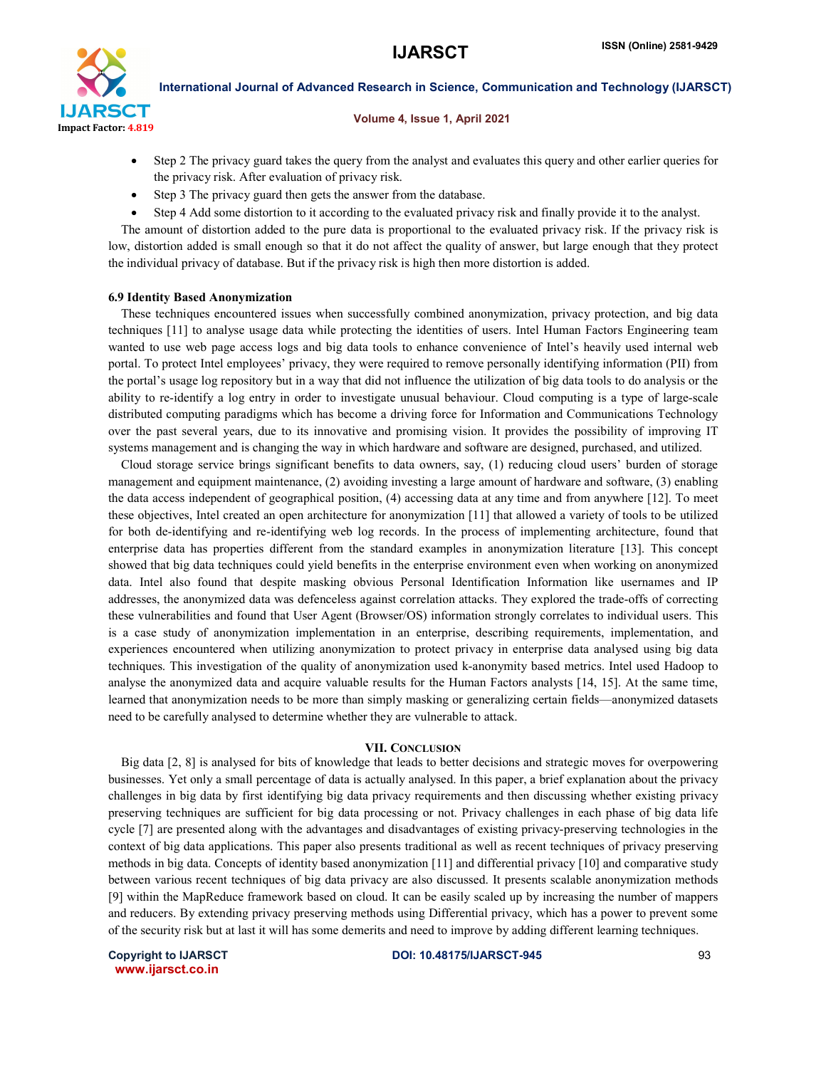- Step 2 The privacy guard takes the query from the analyst and evaluates this query and other earlier queries for the privacy risk. After evaluation of privacy risk.
- Step 3 The privacy guard then gets the answer from the database.
- Step 4 Add some distortion to it according to the evaluated privacy risk and finally provide it to the analyst.

The amount of distortion added to the pure data is proportional to the evaluated privacy risk. If the privacy risk is low, distortion added is small enough so that it do not affect the quality of answer, but large enough that they protect the individual privacy of database. But if the privacy risk is high then more distortion is added.

### 6.9 Identity Based Anonymization

These techniques encountered issues when successfully combined anonymization, privacy protection, and big data techniques [11] to analyse usage data while protecting the identities of users. Intel Human Factors Engineering team wanted to use web page access logs and big data tools to enhance convenience of Intel's heavily used internal web portal. To protect Intel employees' privacy, they were required to remove personally identifying information (PII) from the portal's usage log repository but in a way that did not influence the utilization of big data tools to do analysis or the ability to re-identify a log entry in order to investigate unusual behaviour. Cloud computing is a type of large-scale distributed computing paradigms which has become a driving force for Information and Communications Technology over the past several years, due to its innovative and promising vision. It provides the possibility of improving IT systems management and is changing the way in which hardware and software are designed, purchased, and utilized.

Cloud storage service brings significant benefits to data owners, say, (1) reducing cloud users' burden of storage management and equipment maintenance, (2) avoiding investing a large amount of hardware and software, (3) enabling the data access independent of geographical position, (4) accessing data at any time and from anywhere [12]. To meet these objectives, Intel created an open architecture for anonymization [11] that allowed a variety of tools to be utilized for both de-identifying and re-identifying web log records. In the process of implementing architecture, found that enterprise data has properties different from the standard examples in anonymization literature [13]. This concept showed that big data techniques could yield benefits in the enterprise environment even when working on anonymized data. Intel also found that despite masking obvious Personal Identification Information like usernames and IP addresses, the anonymized data was defenceless against correlation attacks. They explored the trade-offs of correcting these vulnerabilities and found that User Agent (Browser/OS) information strongly correlates to individual users. This is a case study of anonymization implementation in an enterprise, describing requirements, implementation, and experiences encountered when utilizing anonymization to protect privacy in enterprise data analysed using big data techniques. This investigation of the quality of anonymization used k-anonymity based metrics. Intel used Hadoop to analyse the anonymized data and acquire valuable results for the Human Factors analysts [14, 15]. At the same time, learned that anonymization needs to be more than simply masking or generalizing certain fields—anonymized datasets need to be carefully analysed to determine whether they are vulnerable to attack.

## VII. Conclusion

Big data [2, 8] is analysed for bits of knowledge that leads to better decisions and strategic moves for overpowering businesses. Yet only a small percentage of data is actually analysed. In this paper, a brief explanation about the privacy challenges in big data by first identifying big data privacy requirements and then discussing whether existing privacy preserving techniques are sufficient for big data processing or not. Privacy challenges in each phase of big data life cycle [7] are presented along with the advantages and disadvantages of existing privacy-preserving technologies in the context of big data applications. This paper also presents traditional as well as recent techniques of privacy preserving methods in big data. Concepts of identity based anonymization [11] and differential privacy [10] and comparative study between various recent techniques of big data privacy are also discussed. It presents scalable anonymization methods [9] within the MapReduce framework based on cloud. It can be easily scaled up by increasing the number of mappers and reducers. By extending privacy preserving methods using Differential privacy, which has a power to prevent some of the security risk but at last it will has some demerits and need to improve by adding different learning techniques.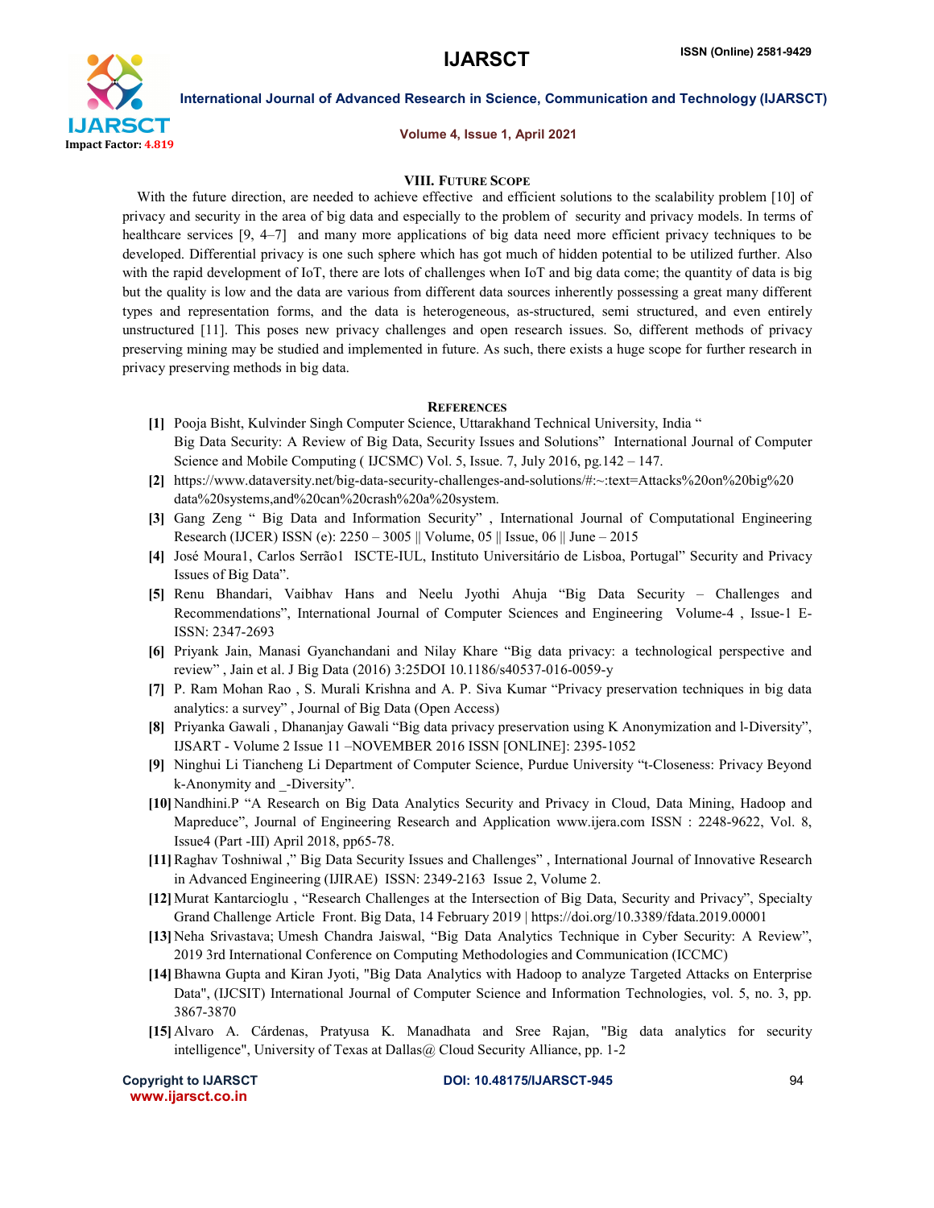## VIII. Future Scope

With the future direction, are needed to achieve effective and efficient solutions to the scalability problem [10] of privacy and security in the area of big data and especially to the problem of security and privacy models. In terms of healthcare services [9, 4–7] and many more applications of big data need more efficient privacy techniques to be developed. Differential privacy is one such sphere which has got much of hidden potential to be utilized further. Also with the rapid development of IoT, there are lots of challenges when IoT and big data come; the quantity of data is big but the quality is low and the data are various from different data sources inherently possessing a great many different types and representation forms, and the data is heterogeneous, as-structured, semi structured, and even entirely unstructured [11]. This poses new privacy challenges and open research issues. So, different methods of privacy preserving mining may be studied and implemented in future. As such, there exists a huge scope for further research in privacy preserving methods in big data.

## References

- **[1]** Pooja Bisht, Kulvinder Singh Computer Science, Uttarakhand Technical University, India " Big Data Security: A Review of Big Data, Security Issues and Solutions" International Journal of Computer Science and Mobile Computing ( IJCSMC) Vol. 5, Issue. 7, July 2016, pg.142 – 147.
- **[2]** https://www.dataversity.net/big-data-security-challenges-and-solutions/#:~:text=Attacks%20on%20big%20data%20systems,and%20can%20crash%20a%20system.
- **[3]** Gang Zeng " Big Data and Information Security" , International Journal of Computational Engineering Research (IJCER) ISSN (e): 2250 – 3005 || Volume, 05 || Issue, 06 || June – 2015
- **[4]** José Moura1, Carlos Serrão1 ISCTE-IUL, Instituto Universitário de Lisboa, Portugal" Security and Privacy Issues of Big Data".
- **[5]** Renu Bhandari, Vaibhav Hans and Neelu Jyothi Ahuja "Big Data Security – Challenges and Recommendations", International Journal of Computer Sciences and Engineering Volume-4 , Issue-1 E-ISSN: 2347-2693
- **[6]** Priyank Jain, Manasi Gyanchandani and Nilay Khare "Big data privacy: a technological perspective and review" , Jain et al. J Big Data (2016) 3:25DOI 10.1186/s40537-016-0059-y
- **[7]** P. Ram Mohan Rao , S. Murali Krishna and A. P. Siva Kumar "Privacy preservation techniques in big data analytics: a survey" , Journal of Big Data (Open Access)
- **[8]** Priyanka Gawali , Dhananjay Gawali "Big data privacy preservation using K Anonymization and l-Diversity", IJSART - Volume 2 Issue 11 –NOVEMBER 2016 ISSN [ONLINE]: 2395-1052
- **[9]** Ninghui Li Tiancheng Li Department of Computer Science, Purdue University "t-Closeness: Privacy Beyond k-Anonymity and _-Diversity".
- **[10]** Nandhini.P "A Research on Big Data Analytics Security and Privacy in Cloud, Data Mining, Hadoop and Mapreduce", Journal of Engineering Research and Application www.ijera.com ISSN : 2248-9622, Vol. 8, Issue4 (Part -III) April 2018, pp65-78.
- **[11]** Raghav Toshniwal ," Big Data Security Issues and Challenges" , International Journal of Innovative Research in Advanced Engineering (IJIRAE) ISSN: 2349-2163 Issue 2, Volume 2.
- **[12]** Murat Kantarcioglu , "Research Challenges at the Intersection of Big Data, Security and Privacy", Specialty Grand Challenge Article Front. Big Data, 14 February 2019 | https://doi.org/10.3389/fdata.2019.00001
- **[13]** Neha Srivastava; Umesh Chandra Jaiswal, "Big Data Analytics Technique in Cyber Security: A Review", 2019 3rd International Conference on Computing Methodologies and Communication (ICCMC)
- **[14]** Bhawna Gupta and Kiran Jyoti, "Big Data Analytics with Hadoop to analyze Targeted Attacks on Enterprise Data", (IJCSIT) International Journal of Computer Science and Information Technologies, vol. 5, no. 3, pp. 3867-3870
- **[15]** Alvaro A. Cárdenas, Pratyusa K. Manadhata and Sree Rajan, "Big data analytics for security intelligence", University of Texas at Dallas@ Cloud Security Alliance, pp. 1-2